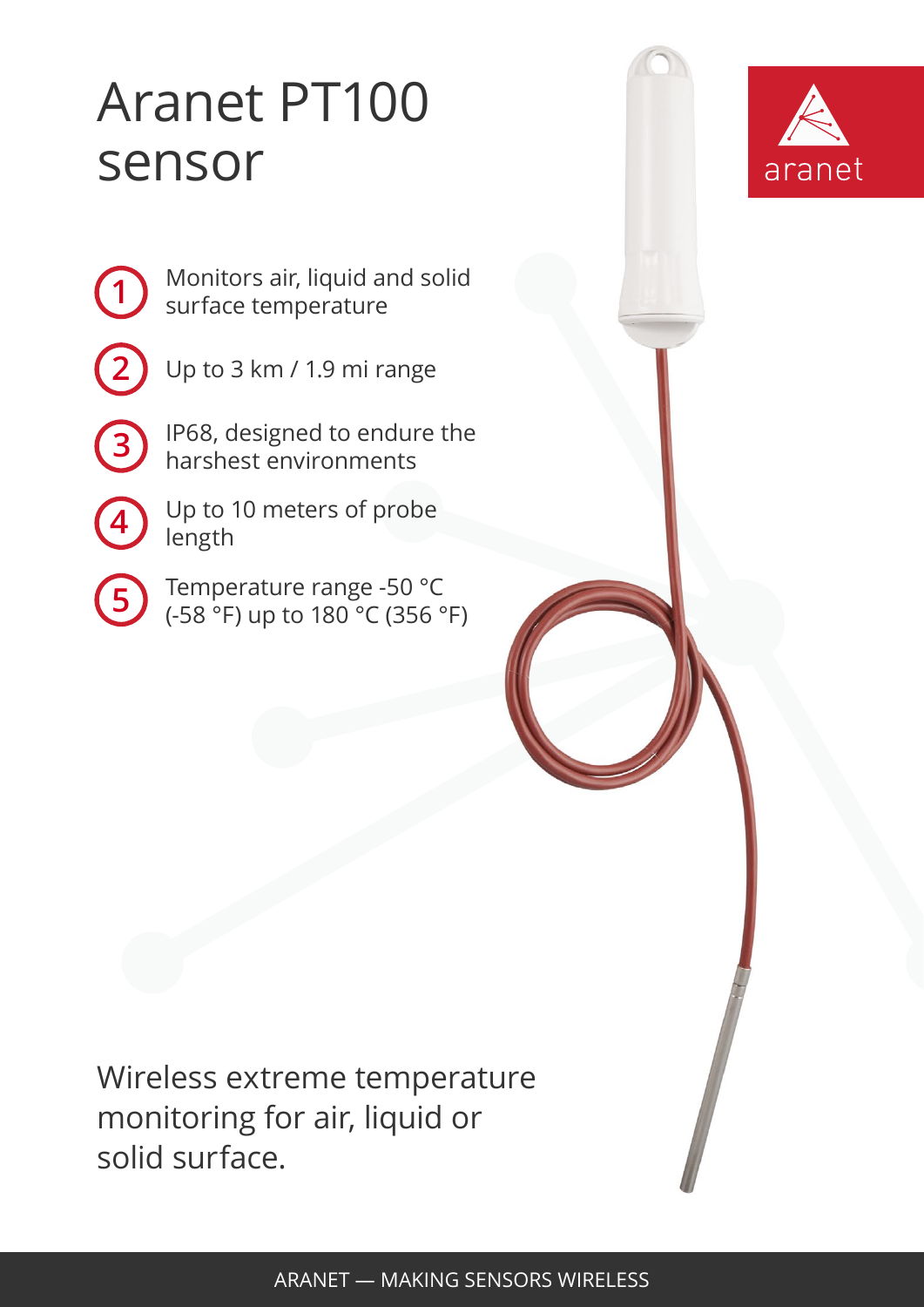# Aranet PT100 sensor

aranet

1. Monitors air, liquid and solid surface temperature
2. Up to 3 km / 1.9 mi range
3. IP68, designed to endure the harshest environments
4. Up to 10 meters of probe length
5. Temperature range -50 °C (-58 °F) up to 180 °C (356 °F)

Wireless extreme temperature monitoring for air, liquid or solid surface.

ARANET — MAKING SENSORS WIRELESS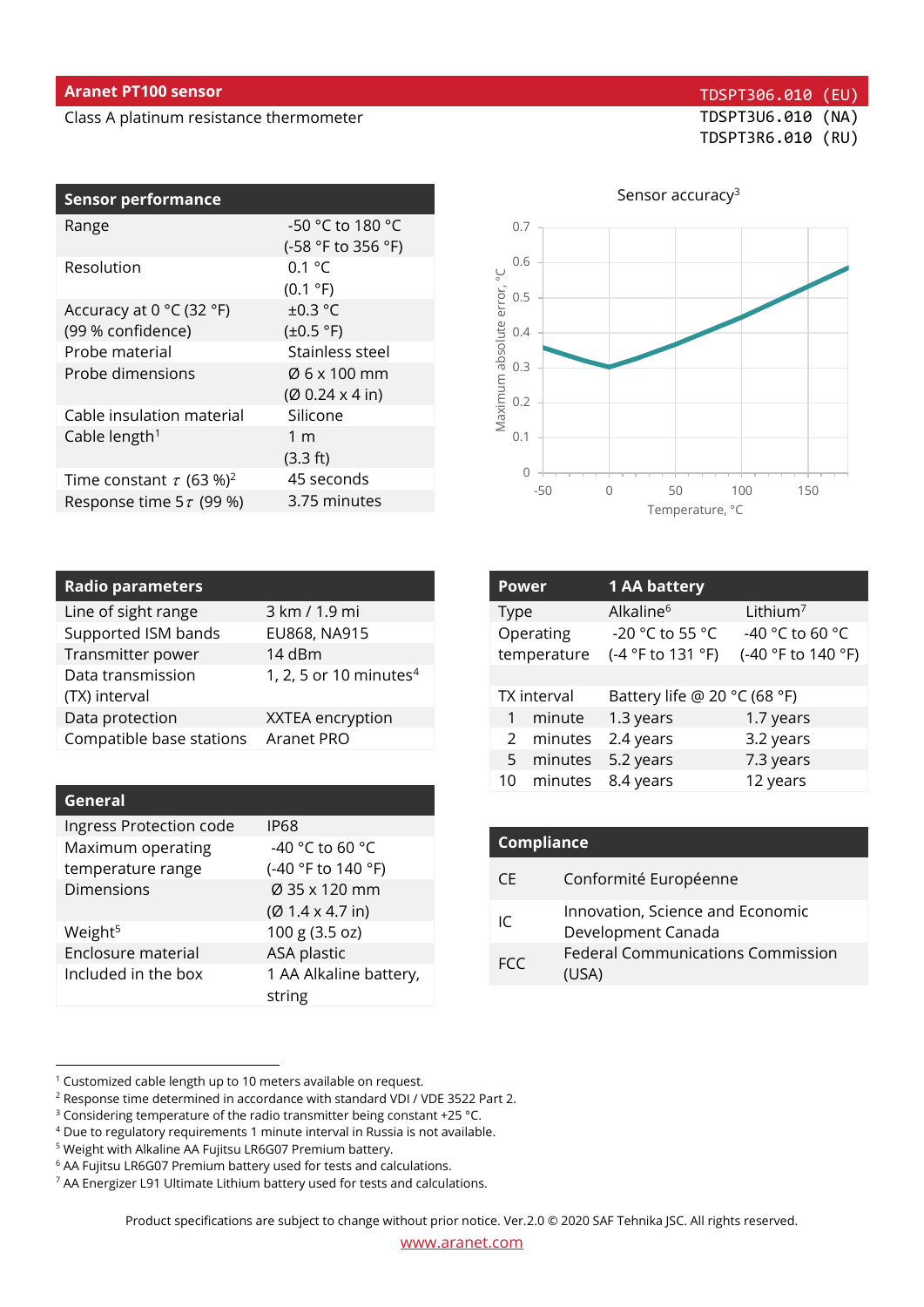## Aranet PT100 sensor

Class A platinum resistance thermometer

TDSPT306.010 (EU)
TDSPT3U6.010 (NA)
TDSPT3R6.010 (RU)

| Sensor performance | |
|---|---|
| Range | -50 °C to 180 °C (-58 °F to 356 °F) |
| Resolution | 0.1 °C (0.1 °F) |
| Accuracy at 0 °C (32 °F) (99 % confidence) | ±0.3 °C (±0.5 °F) |
| Probe material | Stainless steel |
| Probe dimensions | Ø 6 x 100 mm (Ø 0.24 x 4 in) |
| Cable insulation material | Silicone |
| Cable length[1] | 1 m (3.3 ft) |
| Time constant $\tau$ (63 %)[2] | 45 seconds |
| Response time 5$\tau$ (99 %) | 3.75 minutes |

Sensor accuracy[3]

Maximum absolute error, °C

0.7
0.6
0.5
0.4
0.3
0.2
0.1
0

-50 0 50 100 150

Temperature, °C

| Radio parameters | |
|---|---|
| Line of sight range | 3 km / 1.9 mi |
| Supported ISM bands | EU868, NA915 |
| Transmitter power | 14 dBm |
| Data transmission (TX) interval | 1, 2, 5 or 10 minutes[4] |
| Data protection | XXTEA encryption |
| Compatible base stations | Aranet PRO |

| Power | 1 AA battery | |
|---|---|---|
| Type | Alkaline[6] | Lithium[7] |
| Operating temperature | -20 °C to 55 °C (-4 °F to 131 °F) | -40 °C to 60 °C (-40 °F to 140 °F) |
| TX interval | Battery life @ 20 °C (68 °F) | |
| 1 minute | 1.3 years | 1.7 years |
| 2 minutes | 2.4 years | 3.2 years |
| 5 minutes | 5.2 years | 7.3 years |
| 10 minutes | 8.4 years | 12 years |

| General | |
|---|---|
| Ingress Protection code | IP68 |
| Maximum operating temperature range | -40 °C to 60 °C (-40 °F to 140 °F) |
| Dimensions | Ø 35 x 120 mm (Ø 1.4 x 4.7 in) |
| Weight[5] | 100 g (3.5 oz) |
| Enclosure material | ASA plastic |
| Included in the box | 1 AA Alkaline battery, string |

| Compliance | |
|---|---|
| CE | Conformité Européenne |
| IC | Innovation, Science and Economic Development Canada |
| FCC | Federal Communications Commission (USA) |

[1] Customized cable length up to 10 meters available on request.
[2] Response time determined in accordance with standard VDI / VDE 3522 Part 2.
[3] Considering temperature of the radio transmitter being constant +25 °C.
[4] Due to regulatory requirements 1 minute interval in Russia is not available.
[5] Weight with Alkaline AA Fujitsu LR6G07 Premium battery.
[6] AA Fujitsu LR6G07 Premium battery used for tests and calculations.
[7] AA Energizer L91 Ultimate Lithium battery used for tests and calculations.

Product specifications are subject to change without prior notice. Ver.2.0 © 2020 SAF Tehnika JSC. All rights reserved.
www.aranet.com